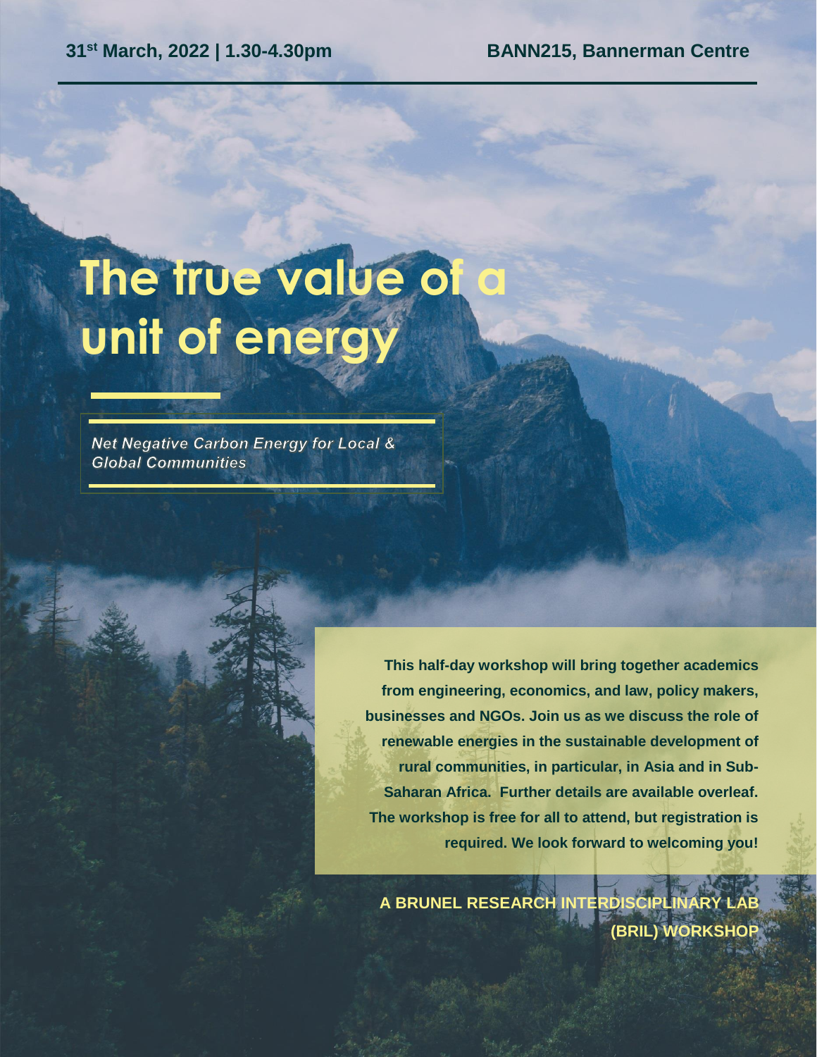31st March, 2022 | 1.30-4.30pm

BANN215, Bannerman Centre

# The true value of a unit of energy

*Net Negative Carbon Energy for Local & Global Communities*

**This half-day workshop will bring together academics from engineering, economics, and law, policy makers, businesses and NGOs. Join us as we discuss the role of renewable energies in the sustainable development of rural communities, in particular, in Asia and in Sub-Saharan Africa. Further details are available overleaf. The workshop is free for all to attend, but registration is required. We look forward to welcoming you!**

**A BRUNEL RESEARCH INTERDISCIPLINARY LAB (BRIL) WORKSHOP**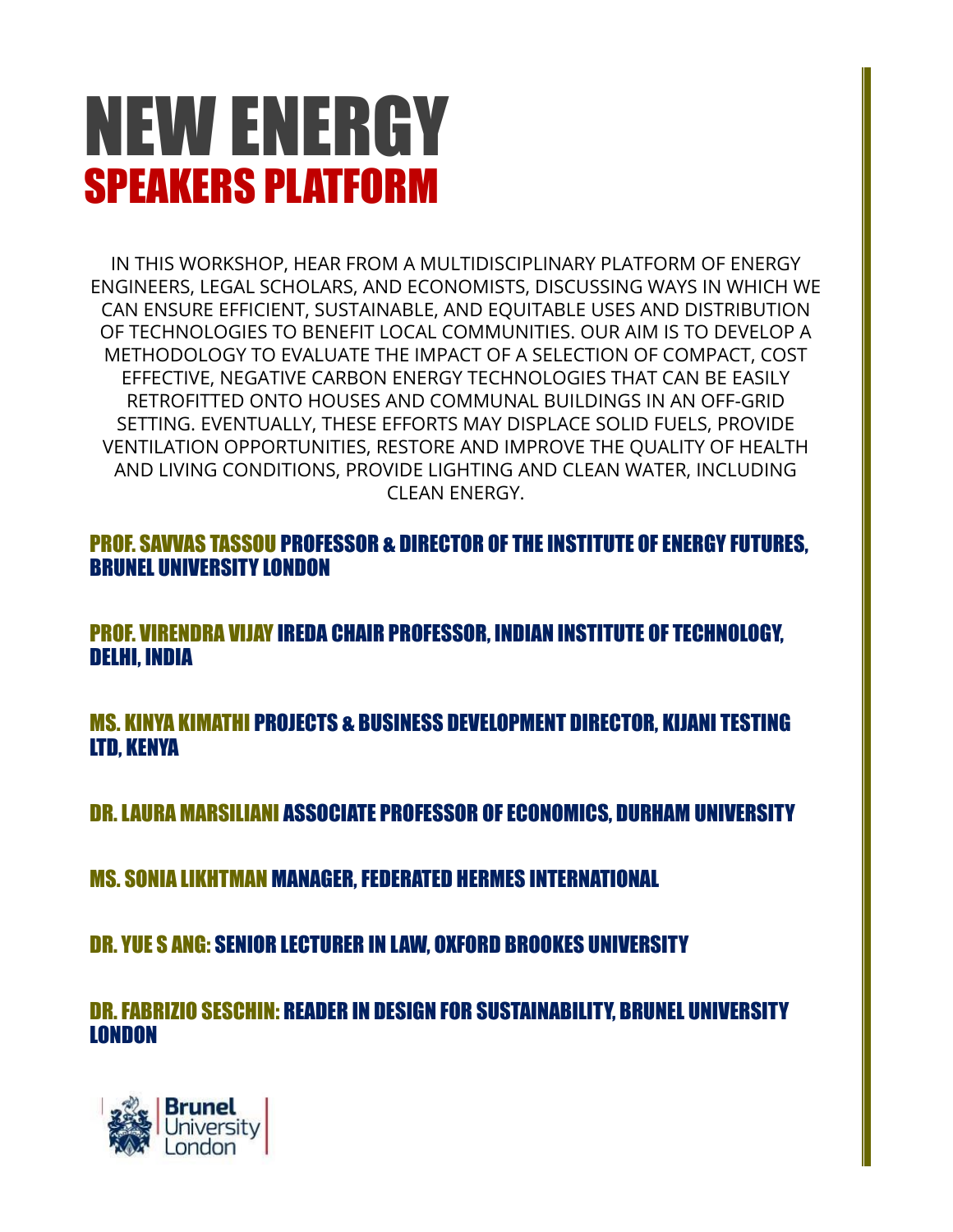# NEW ENERGY
## SPEAKERS PLATFORM

IN THIS WORKSHOP, HEAR FROM A MULTIDISCIPLINARY PLATFORM OF ENERGY ENGINEERS, LEGAL SCHOLARS, AND ECONOMISTS, DISCUSSING WAYS IN WHICH WE CAN ENSURE EFFICIENT, SUSTAINABLE, AND EQUITABLE USES AND DISTRIBUTION OF TECHNOLOGIES TO BENEFIT LOCAL COMMUNITIES. OUR AIM IS TO DEVELOP A METHODOLOGY TO EVALUATE THE IMPACT OF A SELECTION OF COMPACT, COST EFFECTIVE, NEGATIVE CARBON ENERGY TECHNOLOGIES THAT CAN BE EASILY RETROFITTED ONTO HOUSES AND COMMUNAL BUILDINGS IN AN OFF-GRID SETTING. EVENTUALLY, THESE EFFORTS MAY DISPLACE SOLID FUELS, PROVIDE VENTILATION OPPORTUNITIES, RESTORE AND IMPROVE THE QUALITY OF HEALTH AND LIVING CONDITIONS, PROVIDE LIGHTING AND CLEAN WATER, INCLUDING CLEAN ENERGY.

**PROF. SAVVAS TASSOU** PROFESSOR & DIRECTOR OF THE INSTITUTE OF ENERGY FUTURES, BRUNEL UNIVERSITY LONDON

**PROF. VIRENDRA VIJAY** IREDA CHAIR PROFESSOR, INDIAN INSTITUTE OF TECHNOLOGY, DELHI, INDIA

**MS. KINYA KIMATHI** PROJECTS & BUSINESS DEVELOPMENT DIRECTOR, KIJANI TESTING LTD, KENYA

**DR. LAURA MARSILIANI** ASSOCIATE PROFESSOR OF ECONOMICS, DURHAM UNIVERSITY

**MS. SONIA LIKHTMAN** MANAGER, FEDERATED HERMES INTERNATIONAL

**DR. YUE S ANG:** SENIOR LECTURER IN LAW, OXFORD BROOKES UNIVERSITY

**DR. FABRIZIO SESCHIN:** READER IN DESIGN FOR SUSTAINABILITY, BRUNEL UNIVERSITY LONDON

Brunel University London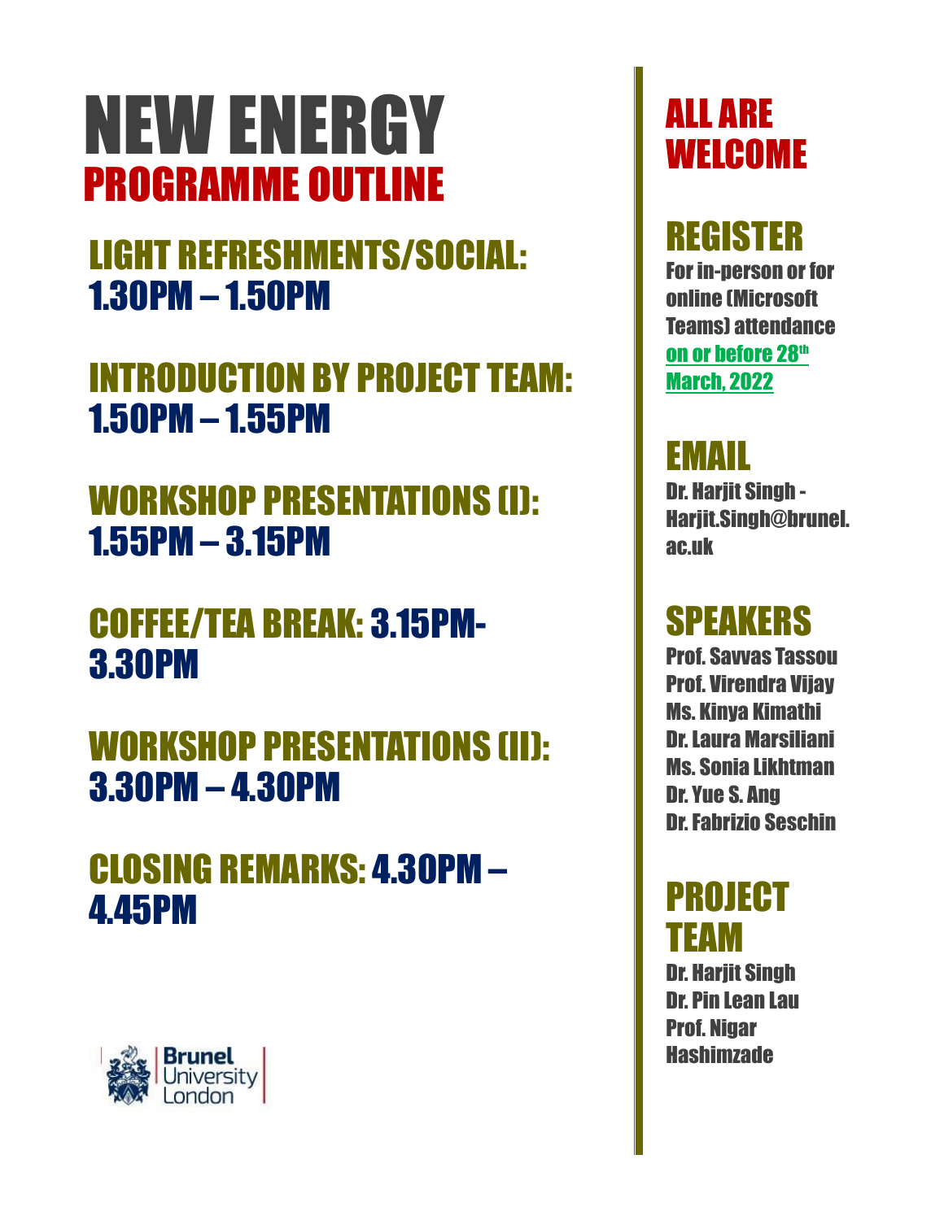# NEW ENERGY

## PROGRAMME OUTLINE

### LIGHT REFRESHMENTS/SOCIAL: 1.30PM – 1.50PM

### INTRODUCTION BY PROJECT TEAM: 1.50PM – 1.55PM

### WORKSHOP PRESENTATIONS (I): 1.55PM – 3.15PM

### COFFEE/TEA BREAK: 3.15PM-3.30PM

### WORKSHOP PRESENTATIONS (II): 3.30PM – 4.30PM

### CLOSING REMARKS: 4.30PM – 4.45PM

Brunel University London

## ALL ARE WELCOME

## REGISTER

For in-person or for online (Microsoft Teams) attendance on or before 28th March, 2022

## EMAIL

Dr. Harjit Singh - Harjit.Singh@brunel.ac.uk

## SPEAKERS

Prof. Savvas Tassou
Prof. Virendra Vijay
Ms. Kinya Kimathi
Dr. Laura Marsiliani
Ms. Sonia Likhtman
Dr. Yue S. Ang
Dr. Fabrizio Seschin

## PROJECT TEAM

Dr. Harjit Singh
Dr. Pin Lean Lau
Prof. Nigar Hashimzade